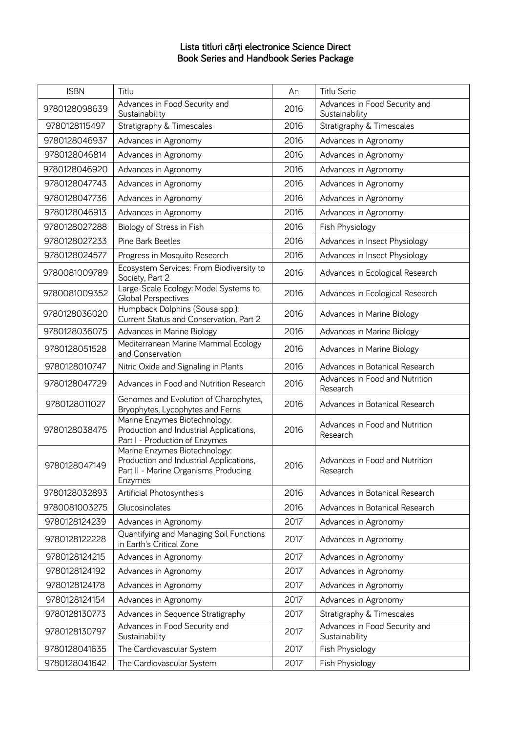# Lista titluri cărți electronice Science Direct
## Book Series and Handbook Series Package

| ISBN | Titlu | An | Titlu Serie |
|---|---|---|---|
| 9780128098639 | Advances in Food Security and Sustainability | 2016 | Advances in Food Security and Sustainability |
| 9780128115497 | Stratigraphy & Timescales | 2016 | Stratigraphy & Timescales |
| 9780128046937 | Advances in Agronomy | 2016 | Advances in Agronomy |
| 9780128046814 | Advances in Agronomy | 2016 | Advances in Agronomy |
| 9780128046920 | Advances in Agronomy | 2016 | Advances in Agronomy |
| 9780128047743 | Advances in Agronomy | 2016 | Advances in Agronomy |
| 9780128047736 | Advances in Agronomy | 2016 | Advances in Agronomy |
| 9780128046913 | Advances in Agronomy | 2016 | Advances in Agronomy |
| 9780128027288 | Biology of Stress in Fish | 2016 | Fish Physiology |
| 9780128027233 | Pine Bark Beetles | 2016 | Advances in Insect Physiology |
| 9780128024577 | Progress in Mosquito Research | 2016 | Advances in Insect Physiology |
| 9780081009789 | Ecosystem Services: From Biodiversity to Society, Part 2 | 2016 | Advances in Ecological Research |
| 9780081009352 | Large-Scale Ecology: Model Systems to Global Perspectives | 2016 | Advances in Ecological Research |
| 9780128036020 | Humpback Dolphins (Sousa spp.): Current Status and Conservation, Part 2 | 2016 | Advances in Marine Biology |
| 9780128036075 | Advances in Marine Biology | 2016 | Advances in Marine Biology |
| 9780128051528 | Mediterranean Marine Mammal Ecology and Conservation | 2016 | Advances in Marine Biology |
| 9780128010747 | Nitric Oxide and Signaling in Plants | 2016 | Advances in Botanical Research |
| 9780128047729 | Advances in Food and Nutrition Research | 2016 | Advances in Food and Nutrition Research |
| 9780128011027 | Genomes and Evolution of Charophytes, Bryophytes, Lycophytes and Ferns | 2016 | Advances in Botanical Research |
| 9780128038475 | Marine Enzymes Biotechnology: Production and Industrial Applications, Part I - Production of Enzymes | 2016 | Advances in Food and Nutrition Research |
| 9780128047149 | Marine Enzymes Biotechnology: Production and Industrial Applications, Part II - Marine Organisms Producing Enzymes | 2016 | Advances in Food and Nutrition Research |
| 9780128032893 | Artificial Photosynthesis | 2016 | Advances in Botanical Research |
| 9780081003275 | Glucosinolates | 2016 | Advances in Botanical Research |
| 9780128124239 | Advances in Agronomy | 2017 | Advances in Agronomy |
| 9780128122228 | Quantifying and Managing Soil Functions in Earth's Critical Zone | 2017 | Advances in Agronomy |
| 9780128124215 | Advances in Agronomy | 2017 | Advances in Agronomy |
| 9780128124192 | Advances in Agronomy | 2017 | Advances in Agronomy |
| 9780128124178 | Advances in Agronomy | 2017 | Advances in Agronomy |
| 9780128124154 | Advances in Agronomy | 2017 | Advances in Agronomy |
| 9780128130773 | Advances in Sequence Stratigraphy | 2017 | Stratigraphy & Timescales |
| 9780128130797 | Advances in Food Security and Sustainability | 2017 | Advances in Food Security and Sustainability |
| 9780128041635 | The Cardiovascular System | 2017 | Fish Physiology |
| 9780128041642 | The Cardiovascular System | 2017 | Fish Physiology |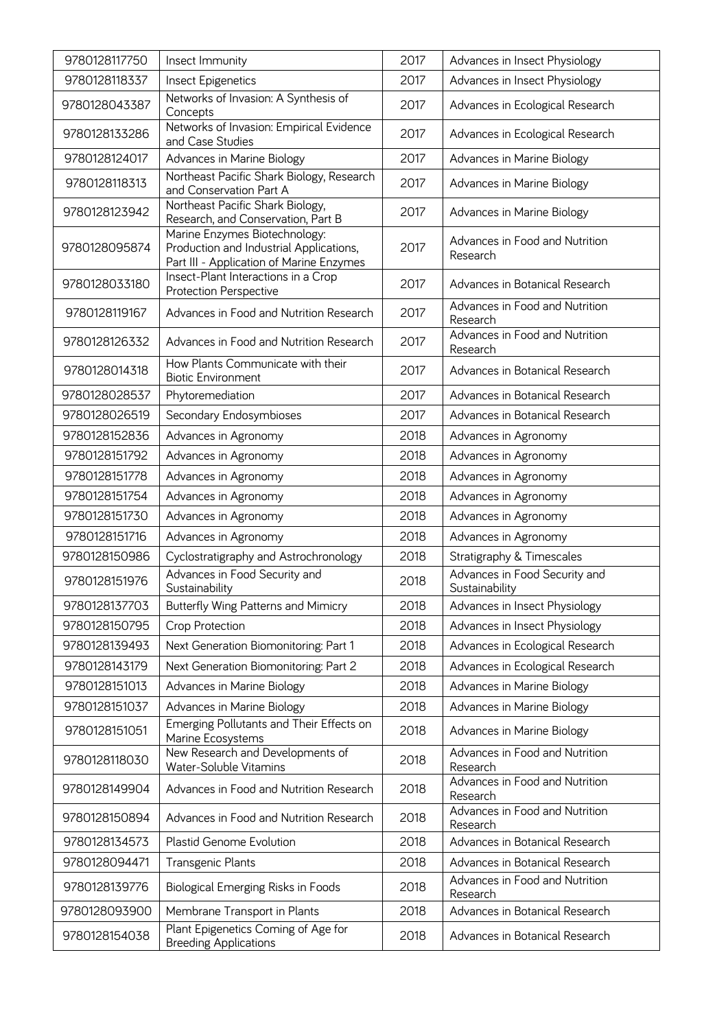| 9780128117750 | Insect Immunity | 2017 | Advances in Insect Physiology |
|---|---|---|---|
| 9780128118337 | Insect Epigenetics | 2017 | Advances in Insect Physiology |
| 9780128043387 | Networks of Invasion: A Synthesis of Concepts | 2017 | Advances in Ecological Research |
| 9780128133286 | Networks of Invasion: Empirical Evidence and Case Studies | 2017 | Advances in Ecological Research |
| 9780128124017 | Advances in Marine Biology | 2017 | Advances in Marine Biology |
| 9780128118313 | Northeast Pacific Shark Biology, Research and Conservation Part A | 2017 | Advances in Marine Biology |
| 9780128123942 | Northeast Pacific Shark Biology, Research, and Conservation, Part B | 2017 | Advances in Marine Biology |
| 9780128095874 | Marine Enzymes Biotechnology: Production and Industrial Applications, Part III - Application of Marine Enzymes | 2017 | Advances in Food and Nutrition Research |
| 9780128033180 | Insect-Plant Interactions in a Crop Protection Perspective | 2017 | Advances in Botanical Research |
| 9780128119167 | Advances in Food and Nutrition Research | 2017 | Advances in Food and Nutrition Research |
| 9780128126332 | Advances in Food and Nutrition Research | 2017 | Advances in Food and Nutrition Research |
| 9780128014318 | How Plants Communicate with their Biotic Environment | 2017 | Advances in Botanical Research |
| 9780128028537 | Phytoremediation | 2017 | Advances in Botanical Research |
| 9780128026519 | Secondary Endosymbioses | 2017 | Advances in Botanical Research |
| 9780128152836 | Advances in Agronomy | 2018 | Advances in Agronomy |
| 9780128151792 | Advances in Agronomy | 2018 | Advances in Agronomy |
| 9780128151778 | Advances in Agronomy | 2018 | Advances in Agronomy |
| 9780128151754 | Advances in Agronomy | 2018 | Advances in Agronomy |
| 9780128151730 | Advances in Agronomy | 2018 | Advances in Agronomy |
| 9780128151716 | Advances in Agronomy | 2018 | Advances in Agronomy |
| 9780128150986 | Cyclostratigraphy and Astrochronology | 2018 | Stratigraphy & Timescales |
| 9780128151976 | Advances in Food Security and Sustainability | 2018 | Advances in Food Security and Sustainability |
| 9780128137703 | Butterfly Wing Patterns and Mimicry | 2018 | Advances in Insect Physiology |
| 9780128150795 | Crop Protection | 2018 | Advances in Insect Physiology |
| 9780128139493 | Next Generation Biomonitoring: Part 1 | 2018 | Advances in Ecological Research |
| 9780128143179 | Next Generation Biomonitoring: Part 2 | 2018 | Advances in Ecological Research |
| 9780128151013 | Advances in Marine Biology | 2018 | Advances in Marine Biology |
| 9780128151037 | Advances in Marine Biology | 2018 | Advances in Marine Biology |
| 9780128151051 | Emerging Pollutants and Their Effects on Marine Ecosystems | 2018 | Advances in Marine Biology |
| 9780128118030 | New Research and Developments of Water-Soluble Vitamins | 2018 | Advances in Food and Nutrition Research |
| 9780128149904 | Advances in Food and Nutrition Research | 2018 | Advances in Food and Nutrition Research |
| 9780128150894 | Advances in Food and Nutrition Research | 2018 | Advances in Food and Nutrition Research |
| 9780128134573 | Plastid Genome Evolution | 2018 | Advances in Botanical Research |
| 9780128094471 | Transgenic Plants | 2018 | Advances in Botanical Research |
| 9780128139776 | Biological Emerging Risks in Foods | 2018 | Advances in Food and Nutrition Research |
| 9780128093900 | Membrane Transport in Plants | 2018 | Advances in Botanical Research |
| 9780128154038 | Plant Epigenetics Coming of Age for Breeding Applications | 2018 | Advances in Botanical Research |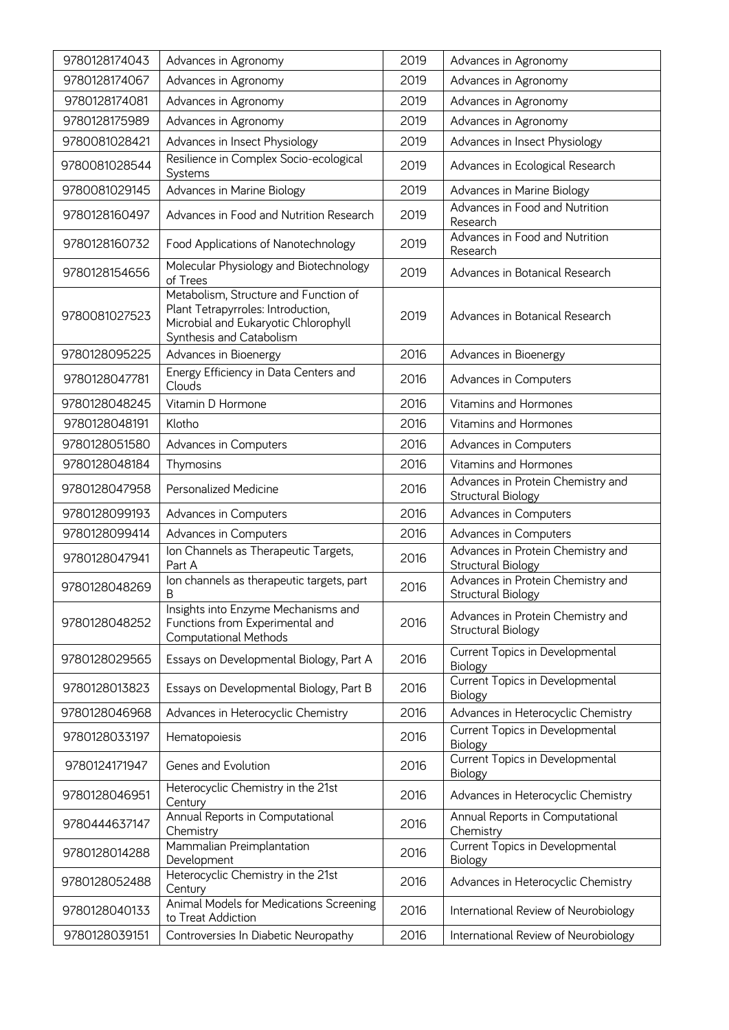| | | | |
|---|---|---|---|
| 9780128174043 | Advances in Agronomy | 2019 | Advances in Agronomy |
| 9780128174067 | Advances in Agronomy | 2019 | Advances in Agronomy |
| 9780128174081 | Advances in Agronomy | 2019 | Advances in Agronomy |
| 9780128175989 | Advances in Agronomy | 2019 | Advances in Agronomy |
| 9780081028421 | Advances in Insect Physiology | 2019 | Advances in Insect Physiology |
| 9780081028544 | Resilience in Complex Socio-ecological Systems | 2019 | Advances in Ecological Research |
| 9780081029145 | Advances in Marine Biology | 2019 | Advances in Marine Biology |
| 9780128160497 | Advances in Food and Nutrition Research | 2019 | Advances in Food and Nutrition Research |
| 9780128160732 | Food Applications of Nanotechnology | 2019 | Advances in Food and Nutrition Research |
| 9780128154656 | Molecular Physiology and Biotechnology of Trees | 2019 | Advances in Botanical Research |
| 9780081027523 | Metabolism, Structure and Function of Plant Tetrapyrroles: Introduction, Microbial and Eukaryotic Chlorophyll Synthesis and Catabolism | 2019 | Advances in Botanical Research |
| 9780128095225 | Advances in Bioenergy | 2016 | Advances in Bioenergy |
| 9780128047781 | Energy Efficiency in Data Centers and Clouds | 2016 | Advances in Computers |
| 9780128048245 | Vitamin D Hormone | 2016 | Vitamins and Hormones |
| 9780128048191 | Klotho | 2016 | Vitamins and Hormones |
| 9780128051580 | Advances in Computers | 2016 | Advances in Computers |
| 9780128048184 | Thymosins | 2016 | Vitamins and Hormones |
| 9780128047958 | Personalized Medicine | 2016 | Advances in Protein Chemistry and Structural Biology |
| 9780128099193 | Advances in Computers | 2016 | Advances in Computers |
| 9780128099414 | Advances in Computers | 2016 | Advances in Computers |
| 9780128047941 | Ion Channels as Therapeutic Targets, Part A | 2016 | Advances in Protein Chemistry and Structural Biology |
| 9780128048269 | Ion channels as therapeutic targets, part B | 2016 | Advances in Protein Chemistry and Structural Biology |
| 9780128048252 | Insights into Enzyme Mechanisms and Functions from Experimental and Computational Methods | 2016 | Advances in Protein Chemistry and Structural Biology |
| 9780128029565 | Essays on Developmental Biology, Part A | 2016 | Current Topics in Developmental Biology |
| 9780128013823 | Essays on Developmental Biology, Part B | 2016 | Current Topics in Developmental Biology |
| 9780128046968 | Advances in Heterocyclic Chemistry | 2016 | Advances in Heterocyclic Chemistry |
| 9780128033197 | Hematopoiesis | 2016 | Current Topics in Developmental Biology |
| 9780124171947 | Genes and Evolution | 2016 | Current Topics in Developmental Biology |
| 9780128046951 | Heterocyclic Chemistry in the 21st Century | 2016 | Advances in Heterocyclic Chemistry |
| 9780444637147 | Annual Reports in Computational Chemistry | 2016 | Annual Reports in Computational Chemistry |
| 9780128014288 | Mammalian Preimplantation Development | 2016 | Current Topics in Developmental Biology |
| 9780128052488 | Heterocyclic Chemistry in the 21st Century | 2016 | Advances in Heterocyclic Chemistry |
| 9780128040133 | Animal Models for Medications Screening to Treat Addiction | 2016 | International Review of Neurobiology |
| 9780128039151 | Controversies In Diabetic Neuropathy | 2016 | International Review of Neurobiology |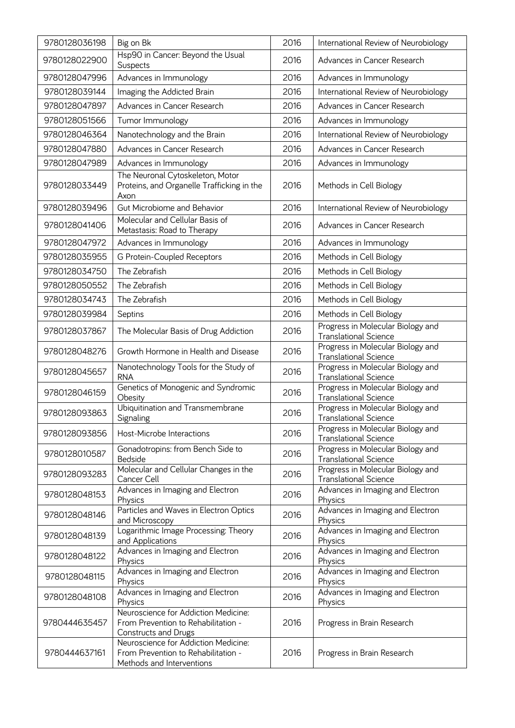| 9780128036198 | Big on Bk | 2016 | International Review of Neurobiology |
|---|---|---|---|
| 9780128022900 | Hsp90 in Cancer: Beyond the Usual Suspects | 2016 | Advances in Cancer Research |
| 9780128047996 | Advances in Immunology | 2016 | Advances in Immunology |
| 9780128039144 | Imaging the Addicted Brain | 2016 | International Review of Neurobiology |
| 9780128047897 | Advances in Cancer Research | 2016 | Advances in Cancer Research |
| 9780128051566 | Tumor Immunology | 2016 | Advances in Immunology |
| 9780128046364 | Nanotechnology and the Brain | 2016 | International Review of Neurobiology |
| 9780128047880 | Advances in Cancer Research | 2016 | Advances in Cancer Research |
| 9780128047989 | Advances in Immunology | 2016 | Advances in Immunology |
| 9780128033449 | The Neuronal Cytoskeleton, Motor Proteins, and Organelle Trafficking in the Axon | 2016 | Methods in Cell Biology |
| 9780128039496 | Gut Microbiome and Behavior | 2016 | International Review of Neurobiology |
| 9780128041406 | Molecular and Cellular Basis of Metastasis: Road to Therapy | 2016 | Advances in Cancer Research |
| 9780128047972 | Advances in Immunology | 2016 | Advances in Immunology |
| 9780128035955 | G Protein-Coupled Receptors | 2016 | Methods in Cell Biology |
| 9780128034750 | The Zebrafish | 2016 | Methods in Cell Biology |
| 9780128050552 | The Zebrafish | 2016 | Methods in Cell Biology |
| 9780128034743 | The Zebrafish | 2016 | Methods in Cell Biology |
| 9780128039984 | Septins | 2016 | Methods in Cell Biology |
| 9780128037867 | The Molecular Basis of Drug Addiction | 2016 | Progress in Molecular Biology and Translational Science |
| 9780128048276 | Growth Hormone in Health and Disease | 2016 | Progress in Molecular Biology and Translational Science |
| 9780128045657 | Nanotechnology Tools for the Study of RNA | 2016 | Progress in Molecular Biology and Translational Science |
| 9780128046159 | Genetics of Monogenic and Syndromic Obesity | 2016 | Progress in Molecular Biology and Translational Science |
| 9780128093863 | Ubiquitination and Transmembrane Signaling | 2016 | Progress in Molecular Biology and Translational Science |
| 9780128093856 | Host-Microbe Interactions | 2016 | Progress in Molecular Biology and Translational Science |
| 9780128010587 | Gonadotropins: from Bench Side to Bedside | 2016 | Progress in Molecular Biology and Translational Science |
| 9780128093283 | Molecular and Cellular Changes in the Cancer Cell | 2016 | Progress in Molecular Biology and Translational Science |
| 9780128048153 | Advances in Imaging and Electron Physics | 2016 | Advances in Imaging and Electron Physics |
| 9780128048146 | Particles and Waves in Electron Optics and Microscopy | 2016 | Advances in Imaging and Electron Physics |
| 9780128048139 | Logarithmic Image Processing: Theory and Applications | 2016 | Advances in Imaging and Electron Physics |
| 9780128048122 | Advances in Imaging and Electron Physics | 2016 | Advances in Imaging and Electron Physics |
| 9780128048115 | Advances in Imaging and Electron Physics | 2016 | Advances in Imaging and Electron Physics |
| 9780128048108 | Advances in Imaging and Electron Physics | 2016 | Advances in Imaging and Electron Physics |
| 9780444635457 | Neuroscience for Addiction Medicine: From Prevention to Rehabilitation - Constructs and Drugs | 2016 | Progress in Brain Research |
| 9780444637161 | Neuroscience for Addiction Medicine: From Prevention to Rehabilitation - Methods and Interventions | 2016 | Progress in Brain Research |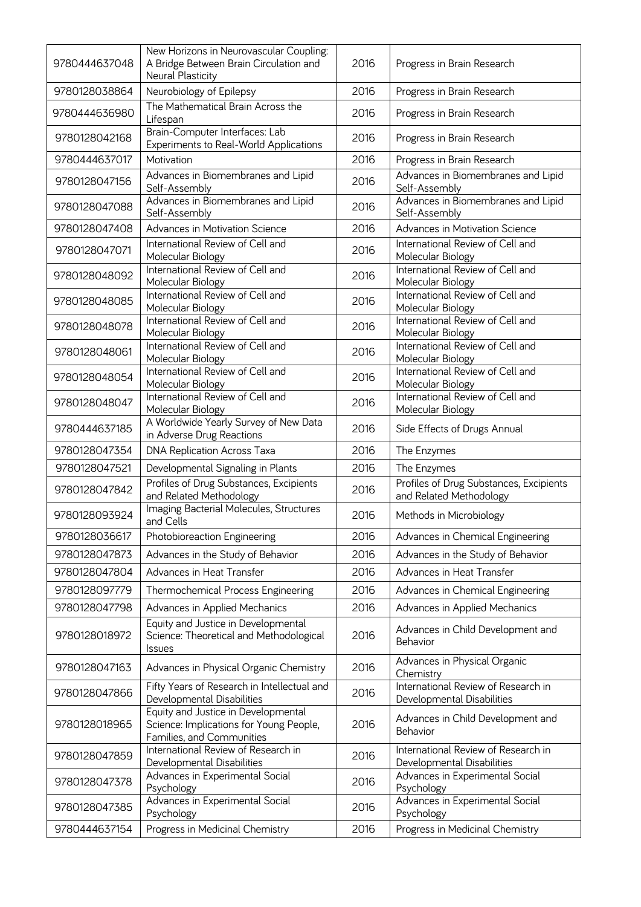| 9780444637048 | New Horizons in Neurovascular Coupling: A Bridge Between Brain Circulation and Neural Plasticity | 2016 | Progress in Brain Research |
|---|---|---|---|
| 9780128038864 | Neurobiology of Epilepsy | 2016 | Progress in Brain Research |
| 9780444636980 | The Mathematical Brain Across the Lifespan | 2016 | Progress in Brain Research |
| 9780128042168 | Brain-Computer Interfaces: Lab Experiments to Real-World Applications | 2016 | Progress in Brain Research |
| 9780444637017 | Motivation | 2016 | Progress in Brain Research |
| 9780128047156 | Advances in Biomembranes and Lipid Self-Assembly | 2016 | Advances in Biomembranes and Lipid Self-Assembly |
| 9780128047088 | Advances in Biomembranes and Lipid Self-Assembly | 2016 | Advances in Biomembranes and Lipid Self-Assembly |
| 9780128047408 | Advances in Motivation Science | 2016 | Advances in Motivation Science |
| 9780128047071 | International Review of Cell and Molecular Biology | 2016 | International Review of Cell and Molecular Biology |
| 9780128048092 | International Review of Cell and Molecular Biology | 2016 | International Review of Cell and Molecular Biology |
| 9780128048085 | International Review of Cell and Molecular Biology | 2016 | International Review of Cell and Molecular Biology |
| 9780128048078 | International Review of Cell and Molecular Biology | 2016 | International Review of Cell and Molecular Biology |
| 9780128048061 | International Review of Cell and Molecular Biology | 2016 | International Review of Cell and Molecular Biology |
| 9780128048054 | International Review of Cell and Molecular Biology | 2016 | International Review of Cell and Molecular Biology |
| 9780128048047 | International Review of Cell and Molecular Biology | 2016 | International Review of Cell and Molecular Biology |
| 9780444637185 | A Worldwide Yearly Survey of New Data in Adverse Drug Reactions | 2016 | Side Effects of Drugs Annual |
| 9780128047354 | DNA Replication Across Taxa | 2016 | The Enzymes |
| 9780128047521 | Developmental Signaling in Plants | 2016 | The Enzymes |
| 9780128047842 | Profiles of Drug Substances, Excipients and Related Methodology | 2016 | Profiles of Drug Substances, Excipients and Related Methodology |
| 9780128093924 | Imaging Bacterial Molecules, Structures and Cells | 2016 | Methods in Microbiology |
| 9780128036617 | Photobioreaction Engineering | 2016 | Advances in Chemical Engineering |
| 9780128047873 | Advances in the Study of Behavior | 2016 | Advances in the Study of Behavior |
| 9780128047804 | Advances in Heat Transfer | 2016 | Advances in Heat Transfer |
| 9780128097779 | Thermochemical Process Engineering | 2016 | Advances in Chemical Engineering |
| 9780128047798 | Advances in Applied Mechanics | 2016 | Advances in Applied Mechanics |
| 9780128018972 | Equity and Justice in Developmental Science: Theoretical and Methodological Issues | 2016 | Advances in Child Development and Behavior |
| 9780128047163 | Advances in Physical Organic Chemistry | 2016 | Advances in Physical Organic Chemistry |
| 9780128047866 | Fifty Years of Research in Intellectual and Developmental Disabilities | 2016 | International Review of Research in Developmental Disabilities |
| 9780128018965 | Equity and Justice in Developmental Science: Implications for Young People, Families, and Communities | 2016 | Advances in Child Development and Behavior |
| 9780128047859 | International Review of Research in Developmental Disabilities | 2016 | International Review of Research in Developmental Disabilities |
| 9780128047378 | Advances in Experimental Social Psychology | 2016 | Advances in Experimental Social Psychology |
| 9780128047385 | Advances in Experimental Social Psychology | 2016 | Advances in Experimental Social Psychology |
| 9780444637154 | Progress in Medicinal Chemistry | 2016 | Progress in Medicinal Chemistry |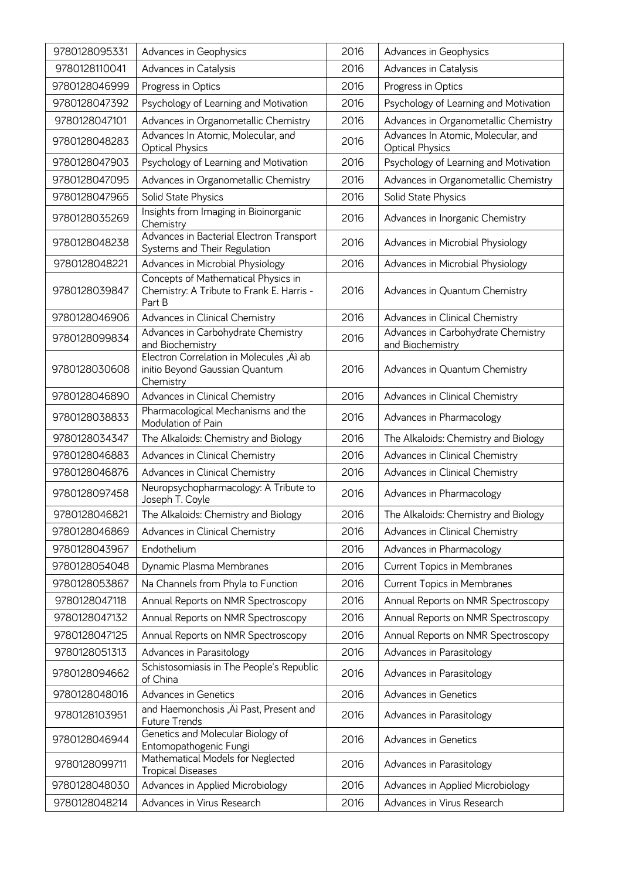| | | | |
|---|---|---|---|
| 9780128095331 | Advances in Geophysics | 2016 | Advances in Geophysics |
| 9780128110041 | Advances in Catalysis | 2016 | Advances in Catalysis |
| 9780128046999 | Progress in Optics | 2016 | Progress in Optics |
| 9780128047392 | Psychology of Learning and Motivation | 2016 | Psychology of Learning and Motivation |
| 9780128047101 | Advances in Organometallic Chemistry | 2016 | Advances in Organometallic Chemistry |
| 9780128048283 | Advances In Atomic, Molecular, and Optical Physics | 2016 | Advances In Atomic, Molecular, and Optical Physics |
| 9780128047903 | Psychology of Learning and Motivation | 2016 | Psychology of Learning and Motivation |
| 9780128047095 | Advances in Organometallic Chemistry | 2016 | Advances in Organometallic Chemistry |
| 9780128047965 | Solid State Physics | 2016 | Solid State Physics |
| 9780128035269 | Insights from Imaging in Bioinorganic Chemistry | 2016 | Advances in Inorganic Chemistry |
| 9780128048238 | Advances in Bacterial Electron Transport Systems and Their Regulation | 2016 | Advances in Microbial Physiology |
| 9780128048221 | Advances in Microbial Physiology | 2016 | Advances in Microbial Physiology |
| 9780128039847 | Concepts of Mathematical Physics in Chemistry: A Tribute to Frank E. Harris - Part B | 2016 | Advances in Quantum Chemistry |
| 9780128046906 | Advances in Clinical Chemistry | 2016 | Advances in Clinical Chemistry |
| 9780128099834 | Advances in Carbohydrate Chemistry and Biochemistry | 2016 | Advances in Carbohydrate Chemistry and Biochemistry |
| 9780128030608 | Electron Correlation in Molecules ‚Äì ab initio Beyond Gaussian Quantum Chemistry | 2016 | Advances in Quantum Chemistry |
| 9780128046890 | Advances in Clinical Chemistry | 2016 | Advances in Clinical Chemistry |
| 9780128038833 | Pharmacological Mechanisms and the Modulation of Pain | 2016 | Advances in Pharmacology |
| 9780128034347 | The Alkaloids: Chemistry and Biology | 2016 | The Alkaloids: Chemistry and Biology |
| 9780128046883 | Advances in Clinical Chemistry | 2016 | Advances in Clinical Chemistry |
| 9780128046876 | Advances in Clinical Chemistry | 2016 | Advances in Clinical Chemistry |
| 9780128097458 | Neuropsychopharmacology: A Tribute to Joseph T. Coyle | 2016 | Advances in Pharmacology |
| 9780128046821 | The Alkaloids: Chemistry and Biology | 2016 | The Alkaloids: Chemistry and Biology |
| 9780128046869 | Advances in Clinical Chemistry | 2016 | Advances in Clinical Chemistry |
| 9780128043967 | Endothelium | 2016 | Advances in Pharmacology |
| 9780128054048 | Dynamic Plasma Membranes | 2016 | Current Topics in Membranes |
| 9780128053867 | Na Channels from Phyla to Function | 2016 | Current Topics in Membranes |
| 9780128047118 | Annual Reports on NMR Spectroscopy | 2016 | Annual Reports on NMR Spectroscopy |
| 9780128047132 | Annual Reports on NMR Spectroscopy | 2016 | Annual Reports on NMR Spectroscopy |
| 9780128047125 | Annual Reports on NMR Spectroscopy | 2016 | Annual Reports on NMR Spectroscopy |
| 9780128051313 | Advances in Parasitology | 2016 | Advances in Parasitology |
| 9780128094662 | Schistosomiasis in The People's Republic of China | 2016 | Advances in Parasitology |
| 9780128048016 | Advances in Genetics | 2016 | Advances in Genetics |
| 9780128103951 | and Haemonchosis ‚Äì Past, Present and Future Trends | 2016 | Advances in Parasitology |
| 9780128046944 | Genetics and Molecular Biology of Entomopathogenic Fungi | 2016 | Advances in Genetics |
| 9780128099711 | Mathematical Models for Neglected Tropical Diseases | 2016 | Advances in Parasitology |
| 9780128048030 | Advances in Applied Microbiology | 2016 | Advances in Applied Microbiology |
| 9780128048214 | Advances in Virus Research | 2016 | Advances in Virus Research |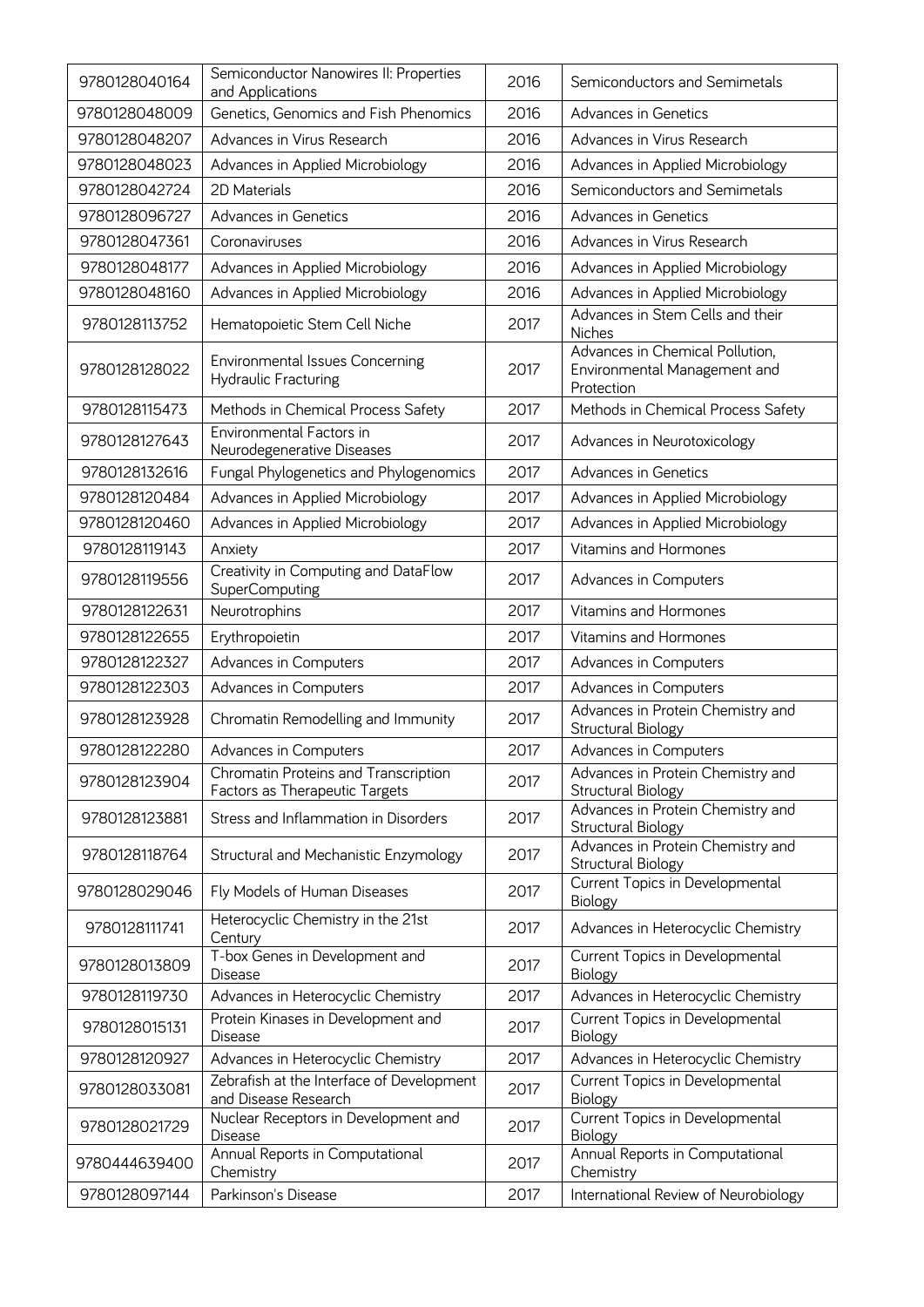| | | | |
|---|---|---|---|
| 9780128040164 | Semiconductor Nanowires II: Properties and Applications | 2016 | Semiconductors and Semimetals |
| 9780128048009 | Genetics, Genomics and Fish Phenomics | 2016 | Advances in Genetics |
| 9780128048207 | Advances in Virus Research | 2016 | Advances in Virus Research |
| 9780128048023 | Advances in Applied Microbiology | 2016 | Advances in Applied Microbiology |
| 9780128042724 | 2D Materials | 2016 | Semiconductors and Semimetals |
| 9780128096727 | Advances in Genetics | 2016 | Advances in Genetics |
| 9780128047361 | Coronaviruses | 2016 | Advances in Virus Research |
| 9780128048177 | Advances in Applied Microbiology | 2016 | Advances in Applied Microbiology |
| 9780128048160 | Advances in Applied Microbiology | 2016 | Advances in Applied Microbiology |
| 9780128113752 | Hematopoietic Stem Cell Niche | 2017 | Advances in Stem Cells and their Niches |
| 9780128128022 | Environmental Issues Concerning Hydraulic Fracturing | 2017 | Advances in Chemical Pollution, Environmental Management and Protection |
| 9780128115473 | Methods in Chemical Process Safety | 2017 | Methods in Chemical Process Safety |
| 9780128127643 | Environmental Factors in Neurodegenerative Diseases | 2017 | Advances in Neurotoxicology |
| 9780128132616 | Fungal Phylogenetics and Phylogenomics | 2017 | Advances in Genetics |
| 9780128120484 | Advances in Applied Microbiology | 2017 | Advances in Applied Microbiology |
| 9780128120460 | Advances in Applied Microbiology | 2017 | Advances in Applied Microbiology |
| 9780128119143 | Anxiety | 2017 | Vitamins and Hormones |
| 9780128119556 | Creativity in Computing and DataFlow SuperComputing | 2017 | Advances in Computers |
| 9780128122631 | Neurotrophins | 2017 | Vitamins and Hormones |
| 9780128122655 | Erythropoietin | 2017 | Vitamins and Hormones |
| 9780128122327 | Advances in Computers | 2017 | Advances in Computers |
| 9780128122303 | Advances in Computers | 2017 | Advances in Computers |
| 9780128123928 | Chromatin Remodelling and Immunity | 2017 | Advances in Protein Chemistry and Structural Biology |
| 9780128122280 | Advances in Computers | 2017 | Advances in Computers |
| 9780128123904 | Chromatin Proteins and Transcription Factors as Therapeutic Targets | 2017 | Advances in Protein Chemistry and Structural Biology |
| 9780128123881 | Stress and Inflammation in Disorders | 2017 | Advances in Protein Chemistry and Structural Biology |
| 9780128118764 | Structural and Mechanistic Enzymology | 2017 | Advances in Protein Chemistry and Structural Biology |
| 9780128029046 | Fly Models of Human Diseases | 2017 | Current Topics in Developmental Biology |
| 9780128111741 | Heterocyclic Chemistry in the 21st Century | 2017 | Advances in Heterocyclic Chemistry |
| 9780128013809 | T-box Genes in Development and Disease | 2017 | Current Topics in Developmental Biology |
| 9780128119730 | Advances in Heterocyclic Chemistry | 2017 | Advances in Heterocyclic Chemistry |
| 9780128015131 | Protein Kinases in Development and Disease | 2017 | Current Topics in Developmental Biology |
| 9780128120927 | Advances in Heterocyclic Chemistry | 2017 | Advances in Heterocyclic Chemistry |
| 9780128033081 | Zebrafish at the Interface of Development and Disease Research | 2017 | Current Topics in Developmental Biology |
| 9780128021729 | Nuclear Receptors in Development and Disease | 2017 | Current Topics in Developmental Biology |
| 9780444639400 | Annual Reports in Computational Chemistry | 2017 | Annual Reports in Computational Chemistry |
| 9780128097144 | Parkinson's Disease | 2017 | International Review of Neurobiology |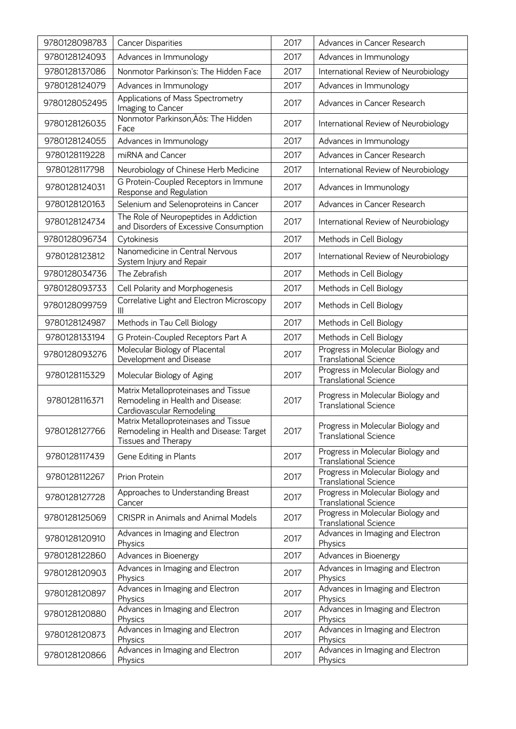| 9780128098783 | Cancer Disparities | 2017 | Advances in Cancer Research |
|---|---|---|---|
| 9780128124093 | Advances in Immunology | 2017 | Advances in Immunology |
| 9780128137086 | Nonmotor Parkinson's: The Hidden Face | 2017 | International Review of Neurobiology |
| 9780128124079 | Advances in Immunology | 2017 | Advances in Immunology |
| 9780128052495 | Applications of Mass Spectrometry Imaging to Cancer | 2017 | Advances in Cancer Research |
| 9780128126035 | Nonmotor Parkinson‚Äôs: The Hidden Face | 2017 | International Review of Neurobiology |
| 9780128124055 | Advances in Immunology | 2017 | Advances in Immunology |
| 9780128119228 | miRNA and Cancer | 2017 | Advances in Cancer Research |
| 9780128117798 | Neurobiology of Chinese Herb Medicine | 2017 | International Review of Neurobiology |
| 9780128124031 | G Protein-Coupled Receptors in Immune Response and Regulation | 2017 | Advances in Immunology |
| 9780128120163 | Selenium and Selenoproteins in Cancer | 2017 | Advances in Cancer Research |
| 9780128124734 | The Role of Neuropeptides in Addiction and Disorders of Excessive Consumption | 2017 | International Review of Neurobiology |
| 9780128096734 | Cytokinesis | 2017 | Methods in Cell Biology |
| 9780128123812 | Nanomedicine in Central Nervous System Injury and Repair | 2017 | International Review of Neurobiology |
| 9780128034736 | The Zebrafish | 2017 | Methods in Cell Biology |
| 9780128093733 | Cell Polarity and Morphogenesis | 2017 | Methods in Cell Biology |
| 9780128099759 | Correlative Light and Electron Microscopy III | 2017 | Methods in Cell Biology |
| 9780128124987 | Methods in Tau Cell Biology | 2017 | Methods in Cell Biology |
| 9780128133194 | G Protein-Coupled Receptors Part A | 2017 | Methods in Cell Biology |
| 9780128093276 | Molecular Biology of Placental Development and Disease | 2017 | Progress in Molecular Biology and Translational Science |
| 9780128115329 | Molecular Biology of Aging | 2017 | Progress in Molecular Biology and Translational Science |
| 9780128116371 | Matrix Metalloproteinases and Tissue Remodeling in Health and Disease: Cardiovascular Remodeling | 2017 | Progress in Molecular Biology and Translational Science |
| 9780128127766 | Matrix Metalloproteinases and Tissue Remodeling in Health and Disease: Target Tissues and Therapy | 2017 | Progress in Molecular Biology and Translational Science |
| 9780128117439 | Gene Editing in Plants | 2017 | Progress in Molecular Biology and Translational Science |
| 9780128112267 | Prion Protein | 2017 | Progress in Molecular Biology and Translational Science |
| 9780128127728 | Approaches to Understanding Breast Cancer | 2017 | Progress in Molecular Biology and Translational Science |
| 9780128125069 | CRISPR in Animals and Animal Models | 2017 | Progress in Molecular Biology and Translational Science |
| 9780128120910 | Advances in Imaging and Electron Physics | 2017 | Advances in Imaging and Electron Physics |
| 9780128122860 | Advances in Bioenergy | 2017 | Advances in Bioenergy |
| 9780128120903 | Advances in Imaging and Electron Physics | 2017 | Advances in Imaging and Electron Physics |
| 9780128120897 | Advances in Imaging and Electron Physics | 2017 | Advances in Imaging and Electron Physics |
| 9780128120880 | Advances in Imaging and Electron Physics | 2017 | Advances in Imaging and Electron Physics |
| 9780128120873 | Advances in Imaging and Electron Physics | 2017 | Advances in Imaging and Electron Physics |
| 9780128120866 | Advances in Imaging and Electron Physics | 2017 | Advances in Imaging and Electron Physics |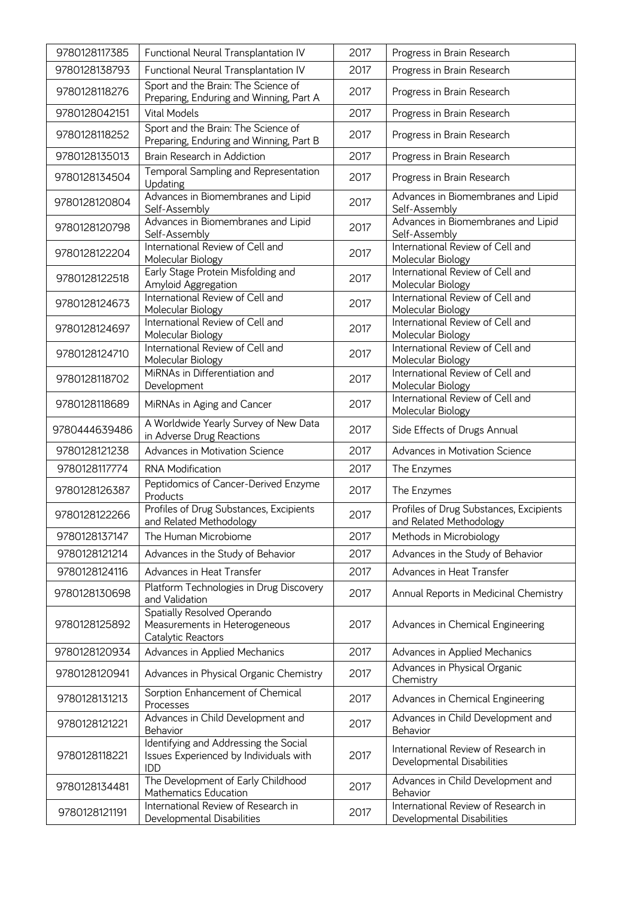| 9780128117385 | Functional Neural Transplantation IV | 2017 | Progress in Brain Research |
|---|---|---|---|
| 9780128138793 | Functional Neural Transplantation IV | 2017 | Progress in Brain Research |
| 9780128118276 | Sport and the Brain: The Science of Preparing, Enduring and Winning, Part A | 2017 | Progress in Brain Research |
| 9780128042151 | Vital Models | 2017 | Progress in Brain Research |
| 9780128118252 | Sport and the Brain: The Science of Preparing, Enduring and Winning, Part B | 2017 | Progress in Brain Research |
| 9780128135013 | Brain Research in Addiction | 2017 | Progress in Brain Research |
| 9780128134504 | Temporal Sampling and Representation Updating | 2017 | Progress in Brain Research |
| 9780128120804 | Advances in Biomembranes and Lipid Self-Assembly | 2017 | Advances in Biomembranes and Lipid Self-Assembly |
| 9780128120798 | Advances in Biomembranes and Lipid Self-Assembly | 2017 | Advances in Biomembranes and Lipid Self-Assembly |
| 9780128122204 | International Review of Cell and Molecular Biology | 2017 | International Review of Cell and Molecular Biology |
| 9780128122518 | Early Stage Protein Misfolding and Amyloid Aggregation | 2017 | International Review of Cell and Molecular Biology |
| 9780128124673 | International Review of Cell and Molecular Biology | 2017 | International Review of Cell and Molecular Biology |
| 9780128124697 | International Review of Cell and Molecular Biology | 2017 | International Review of Cell and Molecular Biology |
| 9780128124710 | International Review of Cell and Molecular Biology | 2017 | International Review of Cell and Molecular Biology |
| 9780128118702 | MiRNAs in Differentiation and Development | 2017 | International Review of Cell and Molecular Biology |
| 9780128118689 | MiRNAs in Aging and Cancer | 2017 | International Review of Cell and Molecular Biology |
| 9780444639486 | A Worldwide Yearly Survey of New Data in Adverse Drug Reactions | 2017 | Side Effects of Drugs Annual |
| 9780128121238 | Advances in Motivation Science | 2017 | Advances in Motivation Science |
| 9780128117774 | RNA Modification | 2017 | The Enzymes |
| 9780128126387 | Peptidomics of Cancer-Derived Enzyme Products | 2017 | The Enzymes |
| 9780128122266 | Profiles of Drug Substances, Excipients and Related Methodology | 2017 | Profiles of Drug Substances, Excipients and Related Methodology |
| 9780128137147 | The Human Microbiome | 2017 | Methods in Microbiology |
| 9780128121214 | Advances in the Study of Behavior | 2017 | Advances in the Study of Behavior |
| 9780128124116 | Advances in Heat Transfer | 2017 | Advances in Heat Transfer |
| 9780128130698 | Platform Technologies in Drug Discovery and Validation | 2017 | Annual Reports in Medicinal Chemistry |
| 9780128125892 | Spatially Resolved Operando Measurements in Heterogeneous Catalytic Reactors | 2017 | Advances in Chemical Engineering |
| 9780128120934 | Advances in Applied Mechanics | 2017 | Advances in Applied Mechanics |
| 9780128120941 | Advances in Physical Organic Chemistry | 2017 | Advances in Physical Organic Chemistry |
| 9780128131213 | Sorption Enhancement of Chemical Processes | 2017 | Advances in Chemical Engineering |
| 9780128121221 | Advances in Child Development and Behavior | 2017 | Advances in Child Development and Behavior |
| 9780128118221 | Identifying and Addressing the Social Issues Experienced by Individuals with IDD | 2017 | International Review of Research in Developmental Disabilities |
| 9780128134481 | The Development of Early Childhood Mathematics Education | 2017 | Advances in Child Development and Behavior |
| 9780128121191 | International Review of Research in Developmental Disabilities | 2017 | International Review of Research in Developmental Disabilities |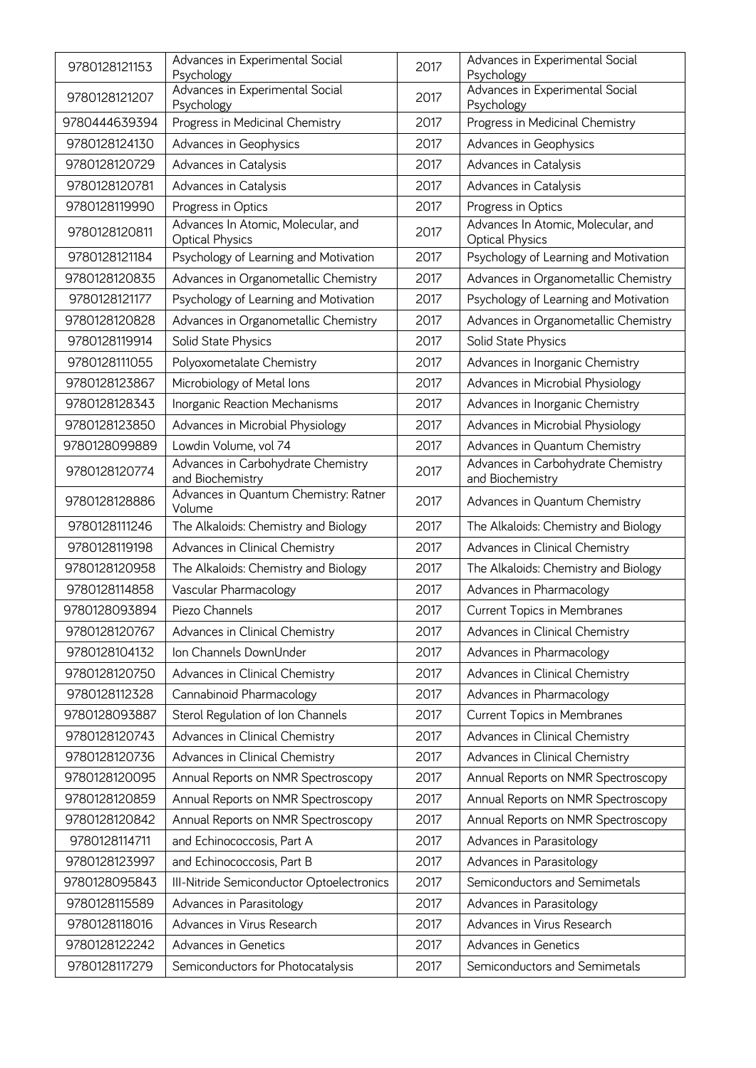| 9780128121153 | Advances in Experimental Social Psychology | 2017 | Advances in Experimental Social Psychology |
|---|---|---|---|
| 9780128121207 | Advances in Experimental Social Psychology | 2017 | Advances in Experimental Social Psychology |
| 9780444639394 | Progress in Medicinal Chemistry | 2017 | Progress in Medicinal Chemistry |
| 9780128124130 | Advances in Geophysics | 2017 | Advances in Geophysics |
| 9780128120729 | Advances in Catalysis | 2017 | Advances in Catalysis |
| 9780128120781 | Advances in Catalysis | 2017 | Advances in Catalysis |
| 9780128119990 | Progress in Optics | 2017 | Progress in Optics |
| 9780128120811 | Advances In Atomic, Molecular, and Optical Physics | 2017 | Advances In Atomic, Molecular, and Optical Physics |
| 9780128121184 | Psychology of Learning and Motivation | 2017 | Psychology of Learning and Motivation |
| 9780128120835 | Advances in Organometallic Chemistry | 2017 | Advances in Organometallic Chemistry |
| 9780128121177 | Psychology of Learning and Motivation | 2017 | Psychology of Learning and Motivation |
| 9780128120828 | Advances in Organometallic Chemistry | 2017 | Advances in Organometallic Chemistry |
| 9780128119914 | Solid State Physics | 2017 | Solid State Physics |
| 9780128111055 | Polyoxometalate Chemistry | 2017 | Advances in Inorganic Chemistry |
| 9780128123867 | Microbiology of Metal Ions | 2017 | Advances in Microbial Physiology |
| 9780128128343 | Inorganic Reaction Mechanisms | 2017 | Advances in Inorganic Chemistry |
| 9780128123850 | Advances in Microbial Physiology | 2017 | Advances in Microbial Physiology |
| 9780128099889 | Lowdin Volume, vol 74 | 2017 | Advances in Quantum Chemistry |
| 9780128120774 | Advances in Carbohydrate Chemistry and Biochemistry | 2017 | Advances in Carbohydrate Chemistry and Biochemistry |
| 9780128128886 | Advances in Quantum Chemistry: Ratner Volume | 2017 | Advances in Quantum Chemistry |
| 9780128111246 | The Alkaloids: Chemistry and Biology | 2017 | The Alkaloids: Chemistry and Biology |
| 9780128119198 | Advances in Clinical Chemistry | 2017 | Advances in Clinical Chemistry |
| 9780128120958 | The Alkaloids: Chemistry and Biology | 2017 | The Alkaloids: Chemistry and Biology |
| 9780128114858 | Vascular Pharmacology | 2017 | Advances in Pharmacology |
| 9780128093894 | Piezo Channels | 2017 | Current Topics in Membranes |
| 9780128120767 | Advances in Clinical Chemistry | 2017 | Advances in Clinical Chemistry |
| 9780128104132 | Ion Channels DownUnder | 2017 | Advances in Pharmacology |
| 9780128120750 | Advances in Clinical Chemistry | 2017 | Advances in Clinical Chemistry |
| 9780128112328 | Cannabinoid Pharmacology | 2017 | Advances in Pharmacology |
| 9780128093887 | Sterol Regulation of Ion Channels | 2017 | Current Topics in Membranes |
| 9780128120743 | Advances in Clinical Chemistry | 2017 | Advances in Clinical Chemistry |
| 9780128120736 | Advances in Clinical Chemistry | 2017 | Advances in Clinical Chemistry |
| 9780128120095 | Annual Reports on NMR Spectroscopy | 2017 | Annual Reports on NMR Spectroscopy |
| 9780128120859 | Annual Reports on NMR Spectroscopy | 2017 | Annual Reports on NMR Spectroscopy |
| 9780128120842 | Annual Reports on NMR Spectroscopy | 2017 | Annual Reports on NMR Spectroscopy |
| 9780128114711 | and Echinococcosis, Part A | 2017 | Advances in Parasitology |
| 9780128123997 | and Echinococcosis, Part B | 2017 | Advances in Parasitology |
| 9780128095843 | III-Nitride Semiconductor Optoelectronics | 2017 | Semiconductors and Semimetals |
| 9780128115589 | Advances in Parasitology | 2017 | Advances in Parasitology |
| 9780128118016 | Advances in Virus Research | 2017 | Advances in Virus Research |
| 9780128122242 | Advances in Genetics | 2017 | Advances in Genetics |
| 9780128117279 | Semiconductors for Photocatalysis | 2017 | Semiconductors and Semimetals |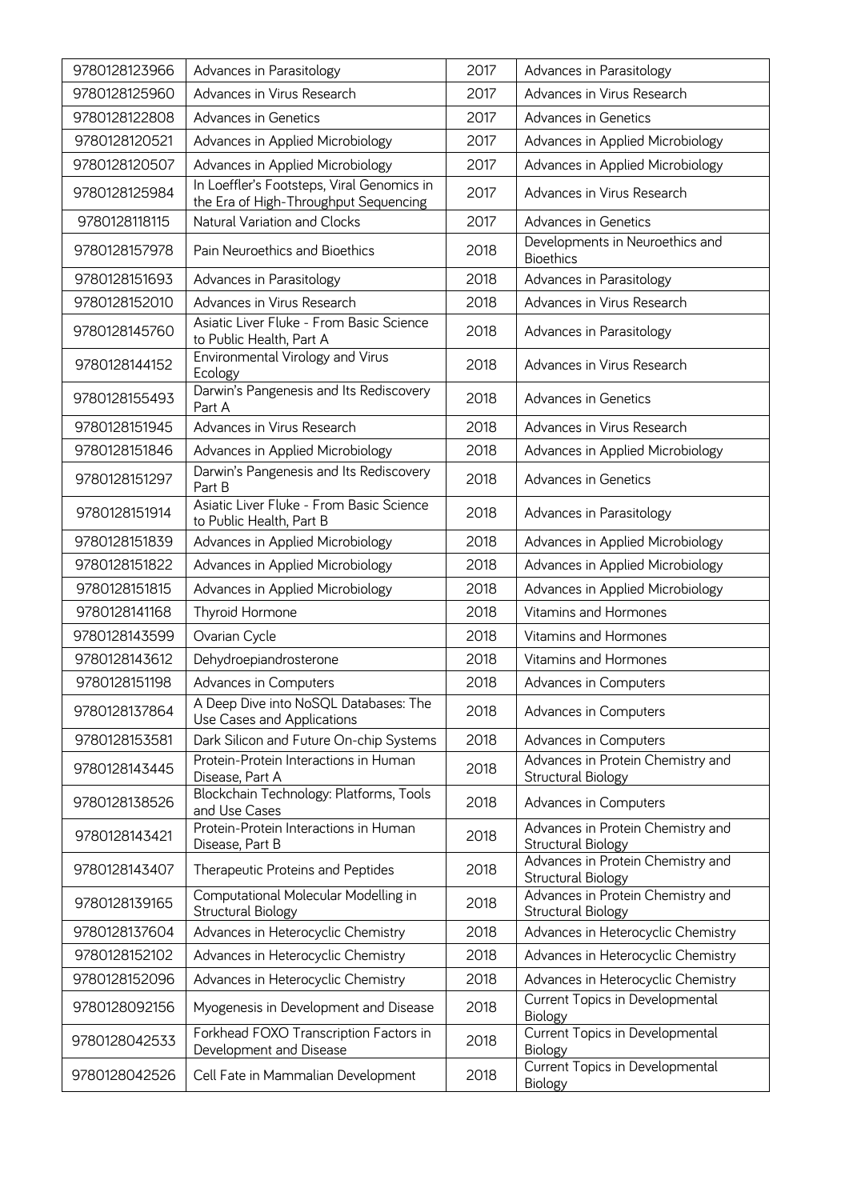| 9780128123966 | Advances in Parasitology | 2017 | Advances in Parasitology |
|---|---|---|---|
| 9780128125960 | Advances in Virus Research | 2017 | Advances in Virus Research |
| 9780128122808 | Advances in Genetics | 2017 | Advances in Genetics |
| 9780128120521 | Advances in Applied Microbiology | 2017 | Advances in Applied Microbiology |
| 9780128120507 | Advances in Applied Microbiology | 2017 | Advances in Applied Microbiology |
| 9780128125984 | In Loeffler's Footsteps, Viral Genomics in the Era of High-Throughput Sequencing | 2017 | Advances in Virus Research |
| 9780128118115 | Natural Variation and Clocks | 2017 | Advances in Genetics |
| 9780128157978 | Pain Neuroethics and Bioethics | 2018 | Developments in Neuroethics and Bioethics |
| 9780128151693 | Advances in Parasitology | 2018 | Advances in Parasitology |
| 9780128152010 | Advances in Virus Research | 2018 | Advances in Virus Research |
| 9780128145760 | Asiatic Liver Fluke - From Basic Science to Public Health, Part A | 2018 | Advances in Parasitology |
| 9780128144152 | Environmental Virology and Virus Ecology | 2018 | Advances in Virus Research |
| 9780128155493 | Darwin's Pangenesis and Its Rediscovery Part A | 2018 | Advances in Genetics |
| 9780128151945 | Advances in Virus Research | 2018 | Advances in Virus Research |
| 9780128151846 | Advances in Applied Microbiology | 2018 | Advances in Applied Microbiology |
| 9780128151297 | Darwin's Pangenesis and Its Rediscovery Part B | 2018 | Advances in Genetics |
| 9780128151914 | Asiatic Liver Fluke - From Basic Science to Public Health, Part B | 2018 | Advances in Parasitology |
| 9780128151839 | Advances in Applied Microbiology | 2018 | Advances in Applied Microbiology |
| 9780128151822 | Advances in Applied Microbiology | 2018 | Advances in Applied Microbiology |
| 9780128151815 | Advances in Applied Microbiology | 2018 | Advances in Applied Microbiology |
| 9780128141168 | Thyroid Hormone | 2018 | Vitamins and Hormones |
| 9780128143599 | Ovarian Cycle | 2018 | Vitamins and Hormones |
| 9780128143612 | Dehydroepiandrosterone | 2018 | Vitamins and Hormones |
| 9780128151198 | Advances in Computers | 2018 | Advances in Computers |
| 9780128137864 | A Deep Dive into NoSQL Databases: The Use Cases and Applications | 2018 | Advances in Computers |
| 9780128153581 | Dark Silicon and Future On-chip Systems | 2018 | Advances in Computers |
| 9780128143445 | Protein-Protein Interactions in Human Disease, Part A | 2018 | Advances in Protein Chemistry and Structural Biology |
| 9780128138526 | Blockchain Technology: Platforms, Tools and Use Cases | 2018 | Advances in Computers |
| 9780128143421 | Protein-Protein Interactions in Human Disease, Part B | 2018 | Advances in Protein Chemistry and Structural Biology |
| 9780128143407 | Therapeutic Proteins and Peptides | 2018 | Advances in Protein Chemistry and Structural Biology |
| 9780128139165 | Computational Molecular Modelling in Structural Biology | 2018 | Advances in Protein Chemistry and Structural Biology |
| 9780128137604 | Advances in Heterocyclic Chemistry | 2018 | Advances in Heterocyclic Chemistry |
| 9780128152102 | Advances in Heterocyclic Chemistry | 2018 | Advances in Heterocyclic Chemistry |
| 9780128152096 | Advances in Heterocyclic Chemistry | 2018 | Advances in Heterocyclic Chemistry |
| 9780128092156 | Myogenesis in Development and Disease | 2018 | Current Topics in Developmental Biology |
| 9780128042533 | Forkhead FOXO Transcription Factors in Development and Disease | 2018 | Current Topics in Developmental Biology |
| 9780128042526 | Cell Fate in Mammalian Development | 2018 | Current Topics in Developmental Biology |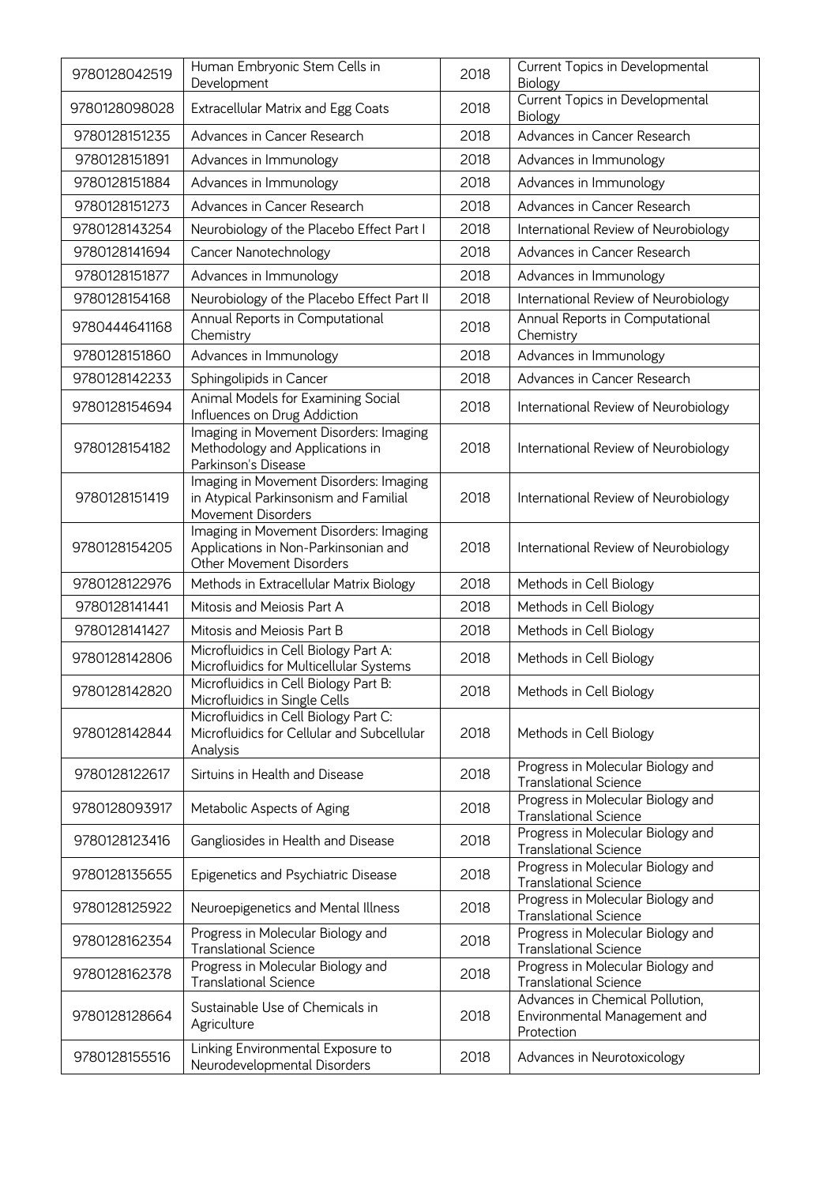| 9780128042519 | Human Embryonic Stem Cells in Development | 2018 | Current Topics in Developmental Biology |
|---|---|---|---|
| 9780128098028 | Extracellular Matrix and Egg Coats | 2018 | Current Topics in Developmental Biology |
| 9780128151235 | Advances in Cancer Research | 2018 | Advances in Cancer Research |
| 9780128151891 | Advances in Immunology | 2018 | Advances in Immunology |
| 9780128151884 | Advances in Immunology | 2018 | Advances in Immunology |
| 9780128151273 | Advances in Cancer Research | 2018 | Advances in Cancer Research |
| 9780128143254 | Neurobiology of the Placebo Effect Part I | 2018 | International Review of Neurobiology |
| 9780128141694 | Cancer Nanotechnology | 2018 | Advances in Cancer Research |
| 9780128151877 | Advances in Immunology | 2018 | Advances in Immunology |
| 9780128154168 | Neurobiology of the Placebo Effect Part II | 2018 | International Review of Neurobiology |
| 9780444641168 | Annual Reports in Computational Chemistry | 2018 | Annual Reports in Computational Chemistry |
| 9780128151860 | Advances in Immunology | 2018 | Advances in Immunology |
| 9780128142233 | Sphingolipids in Cancer | 2018 | Advances in Cancer Research |
| 9780128154694 | Animal Models for Examining Social Influences on Drug Addiction | 2018 | International Review of Neurobiology |
| 9780128154182 | Imaging in Movement Disorders: Imaging Methodology and Applications in Parkinson's Disease | 2018 | International Review of Neurobiology |
| 9780128151419 | Imaging in Movement Disorders: Imaging in Atypical Parkinsonism and Familial Movement Disorders | 2018 | International Review of Neurobiology |
| 9780128154205 | Imaging in Movement Disorders: Imaging Applications in Non-Parkinsonian and Other Movement Disorders | 2018 | International Review of Neurobiology |
| 9780128122976 | Methods in Extracellular Matrix Biology | 2018 | Methods in Cell Biology |
| 9780128141441 | Mitosis and Meiosis Part A | 2018 | Methods in Cell Biology |
| 9780128141427 | Mitosis and Meiosis Part B | 2018 | Methods in Cell Biology |
| 9780128142806 | Microfluidics in Cell Biology Part A: Microfluidics for Multicellular Systems | 2018 | Methods in Cell Biology |
| 9780128142820 | Microfluidics in Cell Biology Part B: Microfluidics in Single Cells | 2018 | Methods in Cell Biology |
| 9780128142844 | Microfluidics in Cell Biology Part C: Microfluidics for Cellular and Subcellular Analysis | 2018 | Methods in Cell Biology |
| 9780128122617 | Sirtuins in Health and Disease | 2018 | Progress in Molecular Biology and Translational Science |
| 9780128093917 | Metabolic Aspects of Aging | 2018 | Progress in Molecular Biology and Translational Science |
| 9780128123416 | Gangliosides in Health and Disease | 2018 | Progress in Molecular Biology and Translational Science |
| 9780128135655 | Epigenetics and Psychiatric Disease | 2018 | Progress in Molecular Biology and Translational Science |
| 9780128125922 | Neuroepigenetics and Mental Illness | 2018 | Progress in Molecular Biology and Translational Science |
| 9780128162354 | Progress in Molecular Biology and Translational Science | 2018 | Progress in Molecular Biology and Translational Science |
| 9780128162378 | Progress in Molecular Biology and Translational Science | 2018 | Progress in Molecular Biology and Translational Science |
| 9780128128664 | Sustainable Use of Chemicals in Agriculture | 2018 | Advances in Chemical Pollution, Environmental Management and Protection |
| 9780128155516 | Linking Environmental Exposure to Neurodevelopmental Disorders | 2018 | Advances in Neurotoxicology |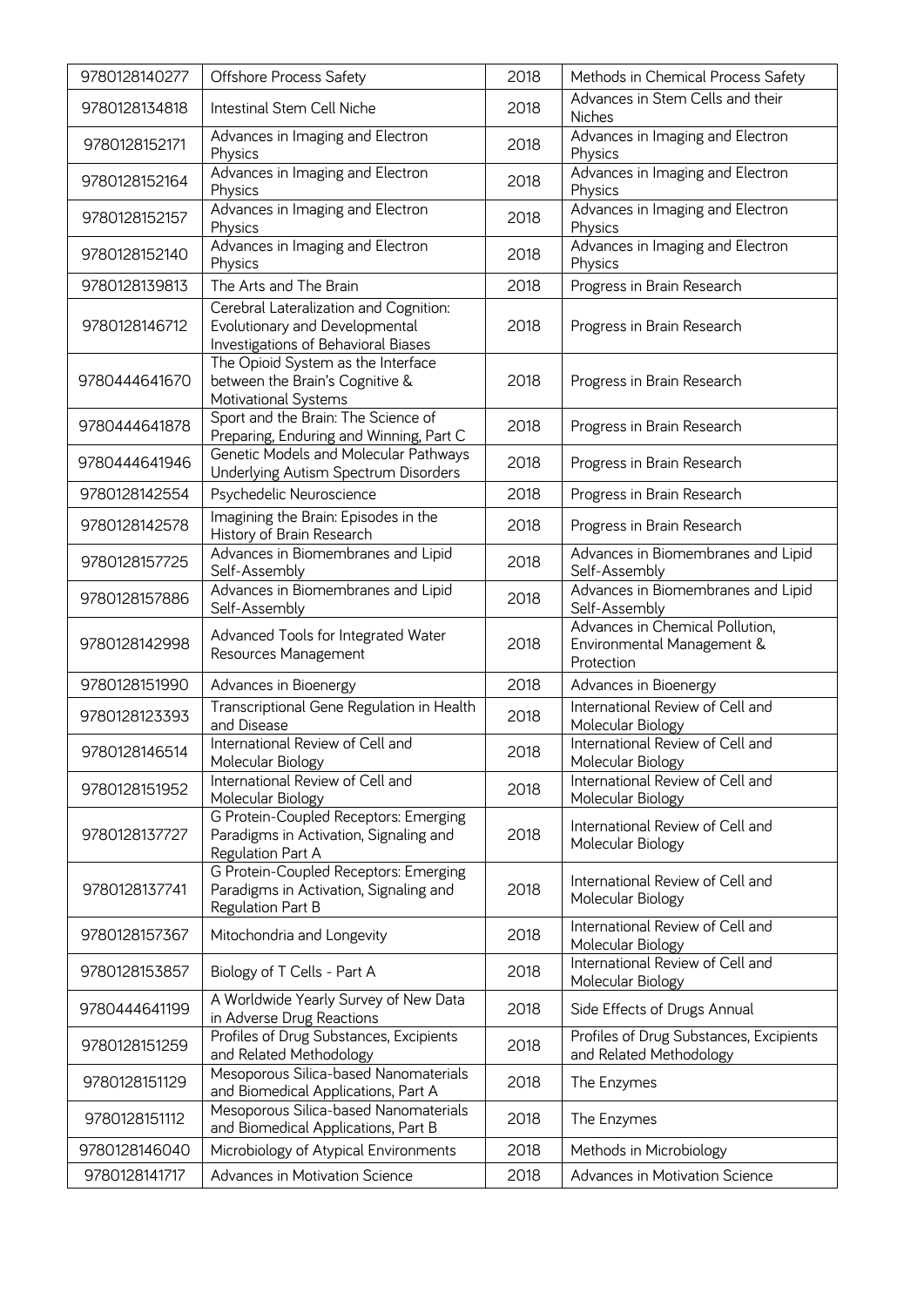| 9780128140277 | Offshore Process Safety | 2018 | Methods in Chemical Process Safety |
|---|---|---|---|
| 9780128134818 | Intestinal Stem Cell Niche | 2018 | Advances in Stem Cells and their Niches |
| 9780128152171 | Advances in Imaging and Electron Physics | 2018 | Advances in Imaging and Electron Physics |
| 9780128152164 | Advances in Imaging and Electron Physics | 2018 | Advances in Imaging and Electron Physics |
| 9780128152157 | Advances in Imaging and Electron Physics | 2018 | Advances in Imaging and Electron Physics |
| 9780128152140 | Advances in Imaging and Electron Physics | 2018 | Advances in Imaging and Electron Physics |
| 9780128139813 | The Arts and The Brain | 2018 | Progress in Brain Research |
| 9780128146712 | Cerebral Lateralization and Cognition: Evolutionary and Developmental Investigations of Behavioral Biases | 2018 | Progress in Brain Research |
| 9780444641670 | The Opioid System as the Interface between the Brain's Cognitive & Motivational Systems | 2018 | Progress in Brain Research |
| 9780444641878 | Sport and the Brain: The Science of Preparing, Enduring and Winning, Part C | 2018 | Progress in Brain Research |
| 9780444641946 | Genetic Models and Molecular Pathways Underlying Autism Spectrum Disorders | 2018 | Progress in Brain Research |
| 9780128142554 | Psychedelic Neuroscience | 2018 | Progress in Brain Research |
| 9780128142578 | Imagining the Brain: Episodes in the History of Brain Research | 2018 | Progress in Brain Research |
| 9780128157725 | Advances in Biomembranes and Lipid Self-Assembly | 2018 | Advances in Biomembranes and Lipid Self-Assembly |
| 9780128157886 | Advances in Biomembranes and Lipid Self-Assembly | 2018 | Advances in Biomembranes and Lipid Self-Assembly |
| 9780128142998 | Advanced Tools for Integrated Water Resources Management | 2018 | Advances in Chemical Pollution, Environmental Management & Protection |
| 9780128151990 | Advances in Bioenergy | 2018 | Advances in Bioenergy |
| 9780128123393 | Transcriptional Gene Regulation in Health and Disease | 2018 | International Review of Cell and Molecular Biology |
| 9780128146514 | International Review of Cell and Molecular Biology | 2018 | International Review of Cell and Molecular Biology |
| 9780128151952 | International Review of Cell and Molecular Biology | 2018 | International Review of Cell and Molecular Biology |
| 9780128137727 | G Protein-Coupled Receptors: Emerging Paradigms in Activation, Signaling and Regulation Part A | 2018 | International Review of Cell and Molecular Biology |
| 9780128137741 | G Protein-Coupled Receptors: Emerging Paradigms in Activation, Signaling and Regulation Part B | 2018 | International Review of Cell and Molecular Biology |
| 9780128157367 | Mitochondria and Longevity | 2018 | International Review of Cell and Molecular Biology |
| 9780128153857 | Biology of T Cells - Part A | 2018 | International Review of Cell and Molecular Biology |
| 9780444641199 | A Worldwide Yearly Survey of New Data in Adverse Drug Reactions | 2018 | Side Effects of Drugs Annual |
| 9780128151259 | Profiles of Drug Substances, Excipients and Related Methodology | 2018 | Profiles of Drug Substances, Excipients and Related Methodology |
| 9780128151129 | Mesoporous Silica-based Nanomaterials and Biomedical Applications, Part A | 2018 | The Enzymes |
| 9780128151112 | Mesoporous Silica-based Nanomaterials and Biomedical Applications, Part B | 2018 | The Enzymes |
| 9780128146040 | Microbiology of Atypical Environments | 2018 | Methods in Microbiology |
| 9780128141717 | Advances in Motivation Science | 2018 | Advances in Motivation Science |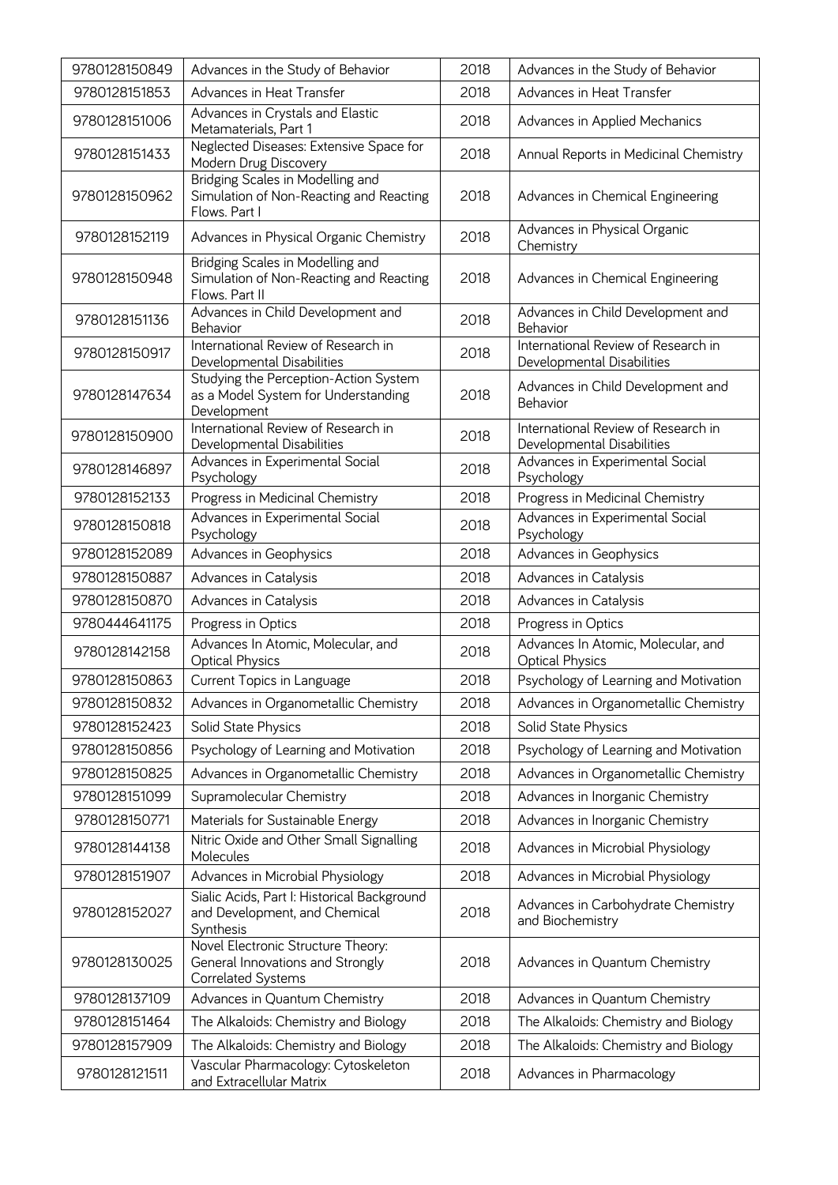| 9780128150849 | Advances in the Study of Behavior | 2018 | Advances in the Study of Behavior |
|---|---|---|---|
| 9780128151853 | Advances in Heat Transfer | 2018 | Advances in Heat Transfer |
| 9780128151006 | Advances in Crystals and Elastic Metamaterials, Part 1 | 2018 | Advances in Applied Mechanics |
| 9780128151433 | Neglected Diseases: Extensive Space for Modern Drug Discovery | 2018 | Annual Reports in Medicinal Chemistry |
| 9780128150962 | Bridging Scales in Modelling and Simulation of Non-Reacting and Reacting Flows. Part I | 2018 | Advances in Chemical Engineering |
| 9780128152119 | Advances in Physical Organic Chemistry | 2018 | Advances in Physical Organic Chemistry |
| 9780128150948 | Bridging Scales in Modelling and Simulation of Non-Reacting and Reacting Flows. Part II | 2018 | Advances in Chemical Engineering |
| 9780128151136 | Advances in Child Development and Behavior | 2018 | Advances in Child Development and Behavior |
| 9780128150917 | International Review of Research in Developmental Disabilities | 2018 | International Review of Research in Developmental Disabilities |
| 9780128147634 | Studying the Perception-Action System as a Model System for Understanding Development | 2018 | Advances in Child Development and Behavior |
| 9780128150900 | International Review of Research in Developmental Disabilities | 2018 | International Review of Research in Developmental Disabilities |
| 9780128146897 | Advances in Experimental Social Psychology | 2018 | Advances in Experimental Social Psychology |
| 9780128152133 | Progress in Medicinal Chemistry | 2018 | Progress in Medicinal Chemistry |
| 9780128150818 | Advances in Experimental Social Psychology | 2018 | Advances in Experimental Social Psychology |
| 9780128152089 | Advances in Geophysics | 2018 | Advances in Geophysics |
| 9780128150887 | Advances in Catalysis | 2018 | Advances in Catalysis |
| 9780128150870 | Advances in Catalysis | 2018 | Advances in Catalysis |
| 9780444641175 | Progress in Optics | 2018 | Progress in Optics |
| 9780128142158 | Advances In Atomic, Molecular, and Optical Physics | 2018 | Advances In Atomic, Molecular, and Optical Physics |
| 9780128150863 | Current Topics in Language | 2018 | Psychology of Learning and Motivation |
| 9780128150832 | Advances in Organometallic Chemistry | 2018 | Advances in Organometallic Chemistry |
| 9780128152423 | Solid State Physics | 2018 | Solid State Physics |
| 9780128150856 | Psychology of Learning and Motivation | 2018 | Psychology of Learning and Motivation |
| 9780128150825 | Advances in Organometallic Chemistry | 2018 | Advances in Organometallic Chemistry |
| 9780128151099 | Supramolecular Chemistry | 2018 | Advances in Inorganic Chemistry |
| 9780128150771 | Materials for Sustainable Energy | 2018 | Advances in Inorganic Chemistry |
| 9780128144138 | Nitric Oxide and Other Small Signalling Molecules | 2018 | Advances in Microbial Physiology |
| 9780128151907 | Advances in Microbial Physiology | 2018 | Advances in Microbial Physiology |
| 9780128152027 | Sialic Acids, Part I: Historical Background and Development, and Chemical Synthesis | 2018 | Advances in Carbohydrate Chemistry and Biochemistry |
| 9780128130025 | Novel Electronic Structure Theory: General Innovations and Strongly Correlated Systems | 2018 | Advances in Quantum Chemistry |
| 9780128137109 | Advances in Quantum Chemistry | 2018 | Advances in Quantum Chemistry |
| 9780128151464 | The Alkaloids: Chemistry and Biology | 2018 | The Alkaloids: Chemistry and Biology |
| 9780128157909 | The Alkaloids: Chemistry and Biology | 2018 | The Alkaloids: Chemistry and Biology |
| 9780128121511 | Vascular Pharmacology: Cytoskeleton and Extracellular Matrix | 2018 | Advances in Pharmacology |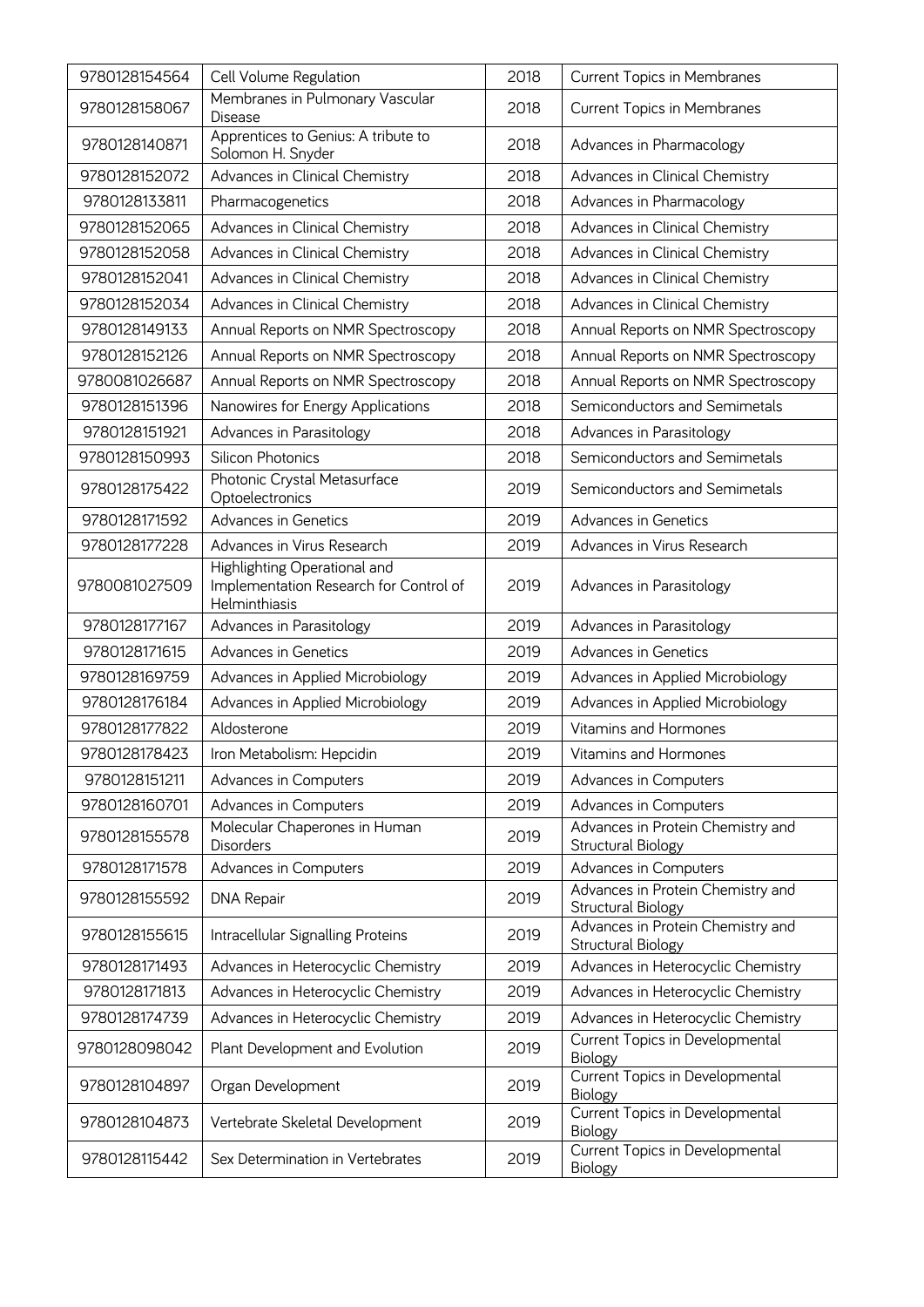| 9780128154564 | Cell Volume Regulation | 2018 | Current Topics in Membranes |
|---|---|---|---|
| 9780128158067 | Membranes in Pulmonary Vascular Disease | 2018 | Current Topics in Membranes |
| 9780128140871 | Apprentices to Genius: A tribute to Solomon H. Snyder | 2018 | Advances in Pharmacology |
| 9780128152072 | Advances in Clinical Chemistry | 2018 | Advances in Clinical Chemistry |
| 9780128133811 | Pharmacogenetics | 2018 | Advances in Pharmacology |
| 9780128152065 | Advances in Clinical Chemistry | 2018 | Advances in Clinical Chemistry |
| 9780128152058 | Advances in Clinical Chemistry | 2018 | Advances in Clinical Chemistry |
| 9780128152041 | Advances in Clinical Chemistry | 2018 | Advances in Clinical Chemistry |
| 9780128152034 | Advances in Clinical Chemistry | 2018 | Advances in Clinical Chemistry |
| 9780128149133 | Annual Reports on NMR Spectroscopy | 2018 | Annual Reports on NMR Spectroscopy |
| 9780128152126 | Annual Reports on NMR Spectroscopy | 2018 | Annual Reports on NMR Spectroscopy |
| 9780081026687 | Annual Reports on NMR Spectroscopy | 2018 | Annual Reports on NMR Spectroscopy |
| 9780128151396 | Nanowires for Energy Applications | 2018 | Semiconductors and Semimetals |
| 9780128151921 | Advances in Parasitology | 2018 | Advances in Parasitology |
| 9780128150993 | Silicon Photonics | 2018 | Semiconductors and Semimetals |
| 9780128175422 | Photonic Crystal Metasurface Optoelectronics | 2019 | Semiconductors and Semimetals |
| 9780128171592 | Advances in Genetics | 2019 | Advances in Genetics |
| 9780128177228 | Advances in Virus Research | 2019 | Advances in Virus Research |
| 9780081027509 | Highlighting Operational and Implementation Research for Control of Helminthiasis | 2019 | Advances in Parasitology |
| 9780128177167 | Advances in Parasitology | 2019 | Advances in Parasitology |
| 9780128171615 | Advances in Genetics | 2019 | Advances in Genetics |
| 9780128169759 | Advances in Applied Microbiology | 2019 | Advances in Applied Microbiology |
| 9780128176184 | Advances in Applied Microbiology | 2019 | Advances in Applied Microbiology |
| 9780128177822 | Aldosterone | 2019 | Vitamins and Hormones |
| 9780128178423 | Iron Metabolism: Hepcidin | 2019 | Vitamins and Hormones |
| 9780128151211 | Advances in Computers | 2019 | Advances in Computers |
| 9780128160701 | Advances in Computers | 2019 | Advances in Computers |
| 9780128155578 | Molecular Chaperones in Human Disorders | 2019 | Advances in Protein Chemistry and Structural Biology |
| 9780128171578 | Advances in Computers | 2019 | Advances in Computers |
| 9780128155592 | DNA Repair | 2019 | Advances in Protein Chemistry and Structural Biology |
| 9780128155615 | Intracellular Signalling Proteins | 2019 | Advances in Protein Chemistry and Structural Biology |
| 9780128171493 | Advances in Heterocyclic Chemistry | 2019 | Advances in Heterocyclic Chemistry |
| 9780128171813 | Advances in Heterocyclic Chemistry | 2019 | Advances in Heterocyclic Chemistry |
| 9780128174739 | Advances in Heterocyclic Chemistry | 2019 | Advances in Heterocyclic Chemistry |
| 9780128098042 | Plant Development and Evolution | 2019 | Current Topics in Developmental Biology |
| 9780128104897 | Organ Development | 2019 | Current Topics in Developmental Biology |
| 9780128104873 | Vertebrate Skeletal Development | 2019 | Current Topics in Developmental Biology |
| 9780128115442 | Sex Determination in Vertebrates | 2019 | Current Topics in Developmental Biology |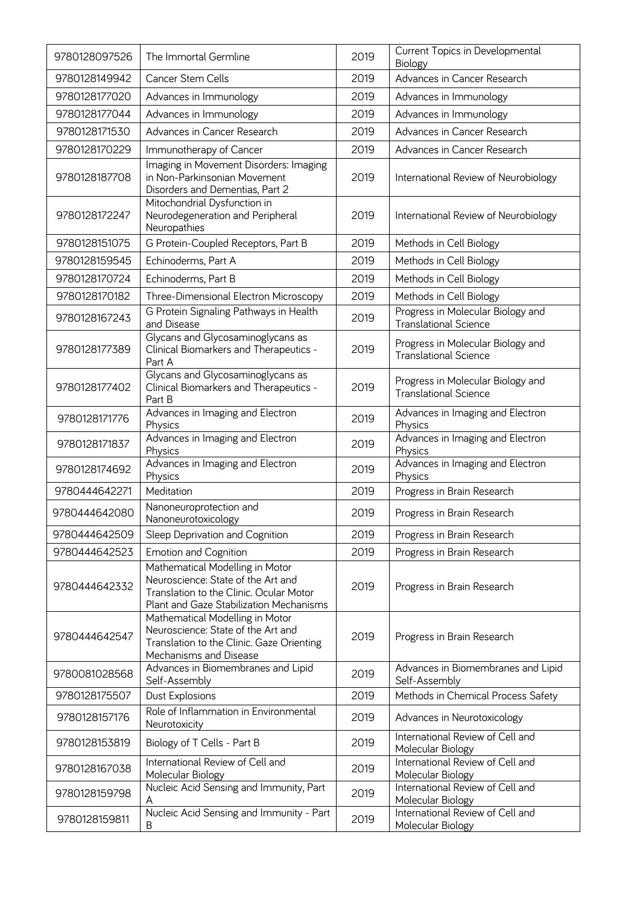| | | | |
|---|---|---|---|
| 9780128097526 | The Immortal Germline | 2019 | Current Topics in Developmental Biology |
| 9780128149942 | Cancer Stem Cells | 2019 | Advances in Cancer Research |
| 9780128177020 | Advances in Immunology | 2019 | Advances in Immunology |
| 9780128177044 | Advances in Immunology | 2019 | Advances in Immunology |
| 9780128171530 | Advances in Cancer Research | 2019 | Advances in Cancer Research |
| 9780128170229 | Immunotherapy of Cancer | 2019 | Advances in Cancer Research |
| 9780128187708 | Imaging in Movement Disorders: Imaging in Non-Parkinsonian Movement Disorders and Dementias, Part 2 | 2019 | International Review of Neurobiology |
| 9780128172247 | Mitochondrial Dysfunction in Neurodegeneration and Peripheral Neuropathies | 2019 | International Review of Neurobiology |
| 9780128151075 | G Protein-Coupled Receptors, Part B | 2019 | Methods in Cell Biology |
| 9780128159545 | Echinoderms, Part A | 2019 | Methods in Cell Biology |
| 9780128170724 | Echinoderms, Part B | 2019 | Methods in Cell Biology |
| 9780128170182 | Three-Dimensional Electron Microscopy | 2019 | Methods in Cell Biology |
| 9780128167243 | G Protein Signaling Pathways in Health and Disease | 2019 | Progress in Molecular Biology and Translational Science |
| 9780128177389 | Glycans and Glycosaminoglycans as Clinical Biomarkers and Therapeutics - Part A | 2019 | Progress in Molecular Biology and Translational Science |
| 9780128177402 | Glycans and Glycosaminoglycans as Clinical Biomarkers and Therapeutics - Part B | 2019 | Progress in Molecular Biology and Translational Science |
| 9780128171776 | Advances in Imaging and Electron Physics | 2019 | Advances in Imaging and Electron Physics |
| 9780128171837 | Advances in Imaging and Electron Physics | 2019 | Advances in Imaging and Electron Physics |
| 9780128174692 | Advances in Imaging and Electron Physics | 2019 | Advances in Imaging and Electron Physics |
| 9780444642271 | Meditation | 2019 | Progress in Brain Research |
| 9780444642080 | Nanoneuroprotection and Nanoneurotoxicology | 2019 | Progress in Brain Research |
| 9780444642509 | Sleep Deprivation and Cognition | 2019 | Progress in Brain Research |
| 9780444642523 | Emotion and Cognition | 2019 | Progress in Brain Research |
| 9780444642332 | Mathematical Modelling in Motor Neuroscience: State of the Art and Translation to the Clinic. Ocular Motor Plant and Gaze Stabilization Mechanisms | 2019 | Progress in Brain Research |
| 9780444642547 | Mathematical Modelling in Motor Neuroscience: State of the Art and Translation to the Clinic. Gaze Orienting Mechanisms and Disease | 2019 | Progress in Brain Research |
| 9780081028568 | Advances in Biomembranes and Lipid Self-Assembly | 2019 | Advances in Biomembranes and Lipid Self-Assembly |
| 9780128175507 | Dust Explosions | 2019 | Methods in Chemical Process Safety |
| 9780128157176 | Role of Inflammation in Environmental Neurotoxicity | 2019 | Advances in Neurotoxicology |
| 9780128153819 | Biology of T Cells - Part B | 2019 | International Review of Cell and Molecular Biology |
| 9780128167038 | International Review of Cell and Molecular Biology | 2019 | International Review of Cell and Molecular Biology |
| 9780128159798 | Nucleic Acid Sensing and Immunity, Part A | 2019 | International Review of Cell and Molecular Biology |
| 9780128159811 | Nucleic Acid Sensing and Immunity - Part B | 2019 | International Review of Cell and Molecular Biology |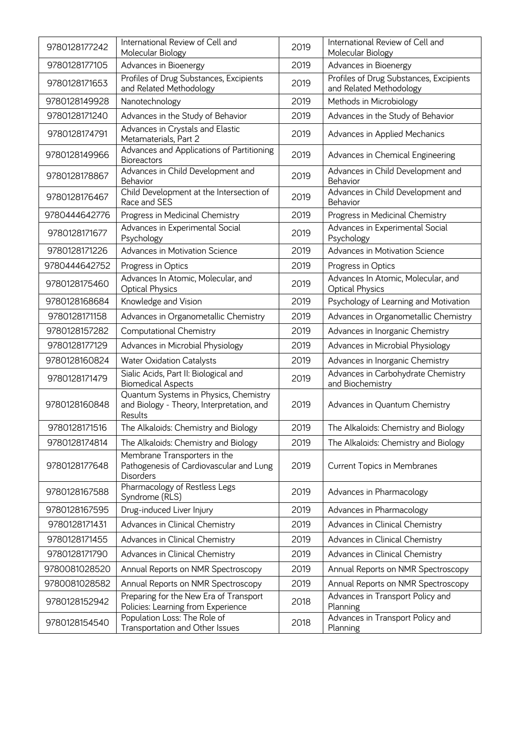| | | | |
|---|---|---|---|
| 9780128177242 | International Review of Cell and Molecular Biology | 2019 | International Review of Cell and Molecular Biology |
| 9780128177105 | Advances in Bioenergy | 2019 | Advances in Bioenergy |
| 9780128171653 | Profiles of Drug Substances, Excipients and Related Methodology | 2019 | Profiles of Drug Substances, Excipients and Related Methodology |
| 9780128149928 | Nanotechnology | 2019 | Methods in Microbiology |
| 9780128171240 | Advances in the Study of Behavior | 2019 | Advances in the Study of Behavior |
| 9780128174791 | Advances in Crystals and Elastic Metamaterials, Part 2 | 2019 | Advances in Applied Mechanics |
| 9780128149966 | Advances and Applications of Partitioning Bioreactors | 2019 | Advances in Chemical Engineering |
| 9780128178867 | Advances in Child Development and Behavior | 2019 | Advances in Child Development and Behavior |
| 9780128176467 | Child Development at the Intersection of Race and SES | 2019 | Advances in Child Development and Behavior |
| 9780444642776 | Progress in Medicinal Chemistry | 2019 | Progress in Medicinal Chemistry |
| 9780128171677 | Advances in Experimental Social Psychology | 2019 | Advances in Experimental Social Psychology |
| 9780128171226 | Advances in Motivation Science | 2019 | Advances in Motivation Science |
| 9780444642752 | Progress in Optics | 2019 | Progress in Optics |
| 9780128175460 | Advances In Atomic, Molecular, and Optical Physics | 2019 | Advances In Atomic, Molecular, and Optical Physics |
| 9780128168684 | Knowledge and Vision | 2019 | Psychology of Learning and Motivation |
| 9780128171158 | Advances in Organometallic Chemistry | 2019 | Advances in Organometallic Chemistry |
| 9780128157282 | Computational Chemistry | 2019 | Advances in Inorganic Chemistry |
| 9780128177129 | Advances in Microbial Physiology | 2019 | Advances in Microbial Physiology |
| 9780128160824 | Water Oxidation Catalysts | 2019 | Advances in Inorganic Chemistry |
| 9780128171479 | Sialic Acids, Part II: Biological and Biomedical Aspects | 2019 | Advances in Carbohydrate Chemistry and Biochemistry |
| 9780128160848 | Quantum Systems in Physics, Chemistry and Biology - Theory, Interpretation, and Results | 2019 | Advances in Quantum Chemistry |
| 9780128171516 | The Alkaloids: Chemistry and Biology | 2019 | The Alkaloids: Chemistry and Biology |
| 9780128174814 | The Alkaloids: Chemistry and Biology | 2019 | The Alkaloids: Chemistry and Biology |
| 9780128177648 | Membrane Transporters in the Pathogenesis of Cardiovascular and Lung Disorders | 2019 | Current Topics in Membranes |
| 9780128167588 | Pharmacology of Restless Legs Syndrome (RLS) | 2019 | Advances in Pharmacology |
| 9780128167595 | Drug-induced Liver Injury | 2019 | Advances in Pharmacology |
| 9780128171431 | Advances in Clinical Chemistry | 2019 | Advances in Clinical Chemistry |
| 9780128171455 | Advances in Clinical Chemistry | 2019 | Advances in Clinical Chemistry |
| 9780128171790 | Advances in Clinical Chemistry | 2019 | Advances in Clinical Chemistry |
| 9780081028520 | Annual Reports on NMR Spectroscopy | 2019 | Annual Reports on NMR Spectroscopy |
| 9780081028582 | Annual Reports on NMR Spectroscopy | 2019 | Annual Reports on NMR Spectroscopy |
| 9780128152942 | Preparing for the New Era of Transport Policies: Learning from Experience | 2018 | Advances in Transport Policy and Planning |
| 9780128154540 | Population Loss: The Role of Transportation and Other Issues | 2018 | Advances in Transport Policy and Planning |